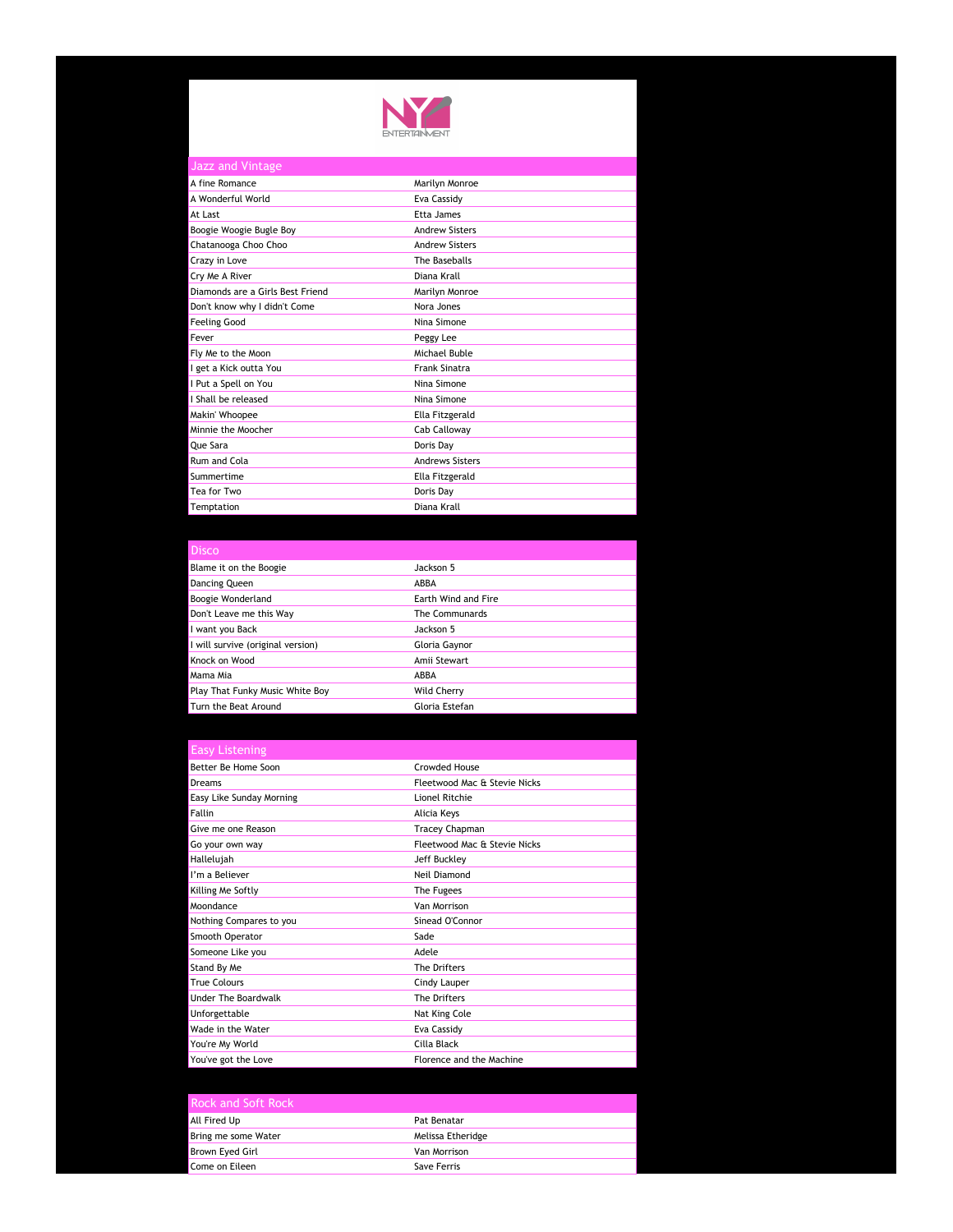NY ENTERTAINMENT

## Jazz and Vintage

| | |
|---|---|
| A fine Romance | Marilyn Monroe |
| A Wonderful World | Eva Cassidy |
| At Last | Etta James |
| Boogie Woogie Bugle Boy | Andrew Sisters |
| Chatanooga Choo Choo | Andrew Sisters |
| Crazy in Love | The Baseballs |
| Cry Me A River | Diana Krall |
| Diamonds are a Girls Best Friend | Marilyn Monroe |
| Don't know why I didn't Come | Nora Jones |
| Feeling Good | Nina Simone |
| Fever | Peggy Lee |
| Fly Me to the Moon | Michael Buble |
| I get a Kick outta You | Frank Sinatra |
| I Put a Spell on You | Nina Simone |
| I Shall be released | Nina Simone |
| Makin' Whoopee | Ella Fitzgerald |
| Minnie the Moocher | Cab Calloway |
| Que Sara | Doris Day |
| Rum and Cola | Andrews Sisters |
| Summertime | Ella Fitzgerald |
| Tea for Two | Doris Day |
| Temptation | Diana Krall |

## Disco

| | |
|---|---|
| Blame it on the Boogie | Jackson 5 |
| Dancing Queen | ABBA |
| Boogie Wonderland | Earth Wind and Fire |
| Don't Leave me this Way | The Communards |
| I want you Back | Jackson 5 |
| I will survive (original version) | Gloria Gaynor |
| Knock on Wood | Amii Stewart |
| Mama Mia | ABBA |
| Play That Funky Music White Boy | Wild Cherry |
| Turn the Beat Around | Gloria Estefan |

## Easy Listening

| | |
|---|---|
| Better Be Home Soon | Crowded House |
| Dreams | Fleetwood Mac & Stevie Nicks |
| Easy Like Sunday Morning | Lionel Ritchie |
| Fallin | Alicia Keys |
| Give me one Reason | Tracey Chapman |
| Go your own way | Fleetwood Mac & Stevie Nicks |
| Hallelujah | Jeff Buckley |
| I'm a Believer | Neil Diamond |
| Killing Me Softly | The Fugees |
| Moondance | Van Morrison |
| Nothing Compares to you | Sinead O'Connor |
| Smooth Operator | Sade |
| Someone Like you | Adele |
| Stand By Me | The Drifters |
| True Colours | Cindy Lauper |
| Under The Boardwalk | The Drifters |
| Unforgettable | Nat King Cole |
| Wade in the Water | Eva Cassidy |
| You're My World | Cilla Black |
| You've got the Love | Florence and the Machine |

## Rock and Soft Rock

| | |
|---|---|
| All Fired Up | Pat Benatar |
| Bring me some Water | Melissa Etheridge |
| Brown Eyed Girl | Van Morrison |
| Come on Eileen | Save Ferris |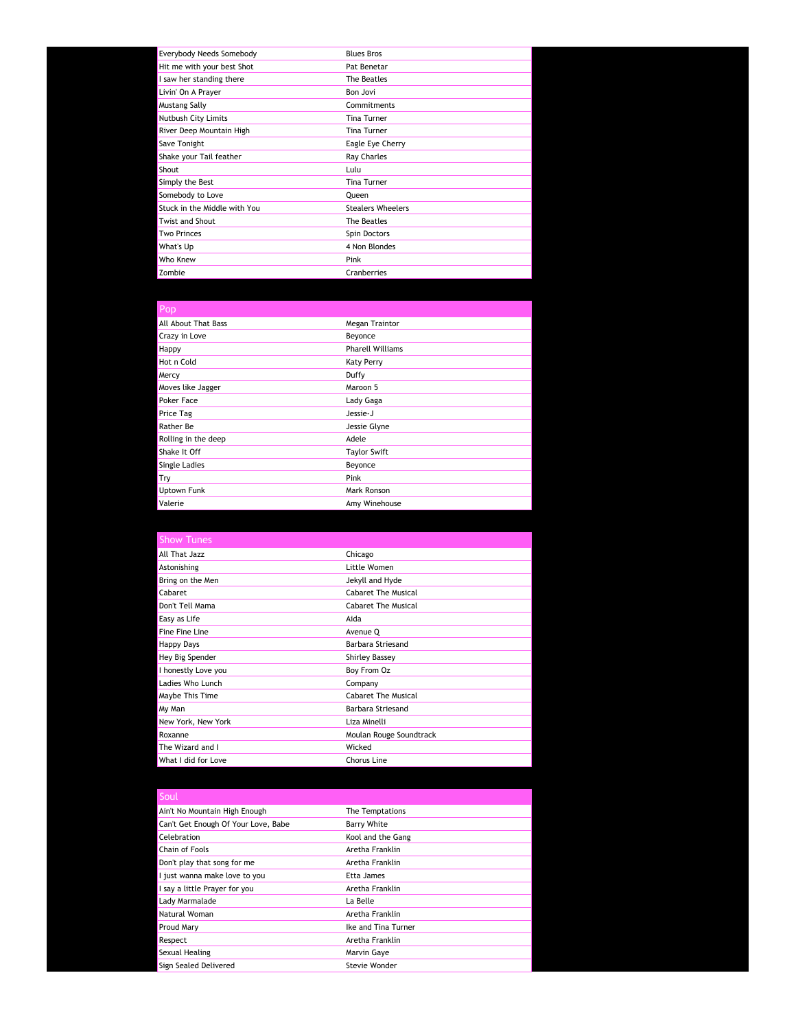| | |
|---|---|
| Everybody Needs Somebody | Blues Bros |
| Hit me with your best Shot | Pat Benetar |
| I saw her standing there | The Beatles |
| Livin' On A Prayer | Bon Jovi |
| Mustang Sally | Commitments |
| Nutbush City Limits | Tina Turner |
| River Deep Mountain High | Tina Turner |
| Save Tonight | Eagle Eye Cherry |
| Shake your Tail feather | Ray Charles |
| Shout | Lulu |
| Simply the Best | Tina Turner |
| Somebody to Love | Queen |
| Stuck in the Middle with You | Stealers Wheelers |
| Twist and Shout | The Beatles |
| Two Princes | Spin Doctors |
| What's Up | 4 Non Blondes |
| Who Knew | Pink |
| Zombie | Cranberries |

## Pop

| | |
|---|---|
| All About That Bass | Megan Traintor |
| Crazy in Love | Beyonce |
| Happy | Pharell Williams |
| Hot n Cold | Katy Perry |
| Mercy | Duffy |
| Moves like Jagger | Maroon 5 |
| Poker Face | Lady Gaga |
| Price Tag | Jessie-J |
| Rather Be | Jessie Glyne |
| Rolling in the deep | Adele |
| Shake It Off | Taylor Swift |
| Single Ladies | Beyonce |
| Try | Pink |
| Uptown Funk | Mark Ronson |
| Valerie | Amy Winehouse |

## Show Tunes

| | |
|---|---|
| All That Jazz | Chicago |
| Astonishing | Little Women |
| Bring on the Men | Jekyll and Hyde |
| Cabaret | Cabaret The Musical |
| Don't Tell Mama | Cabaret The Musical |
| Easy as Life | Aida |
| Fine Fine Line | Avenue Q |
| Happy Days | Barbara Striesand |
| Hey Big Spender | Shirley Bassey |
| I honestly Love you | Boy From Oz |
| Ladies Who Lunch | Company |
| Maybe This Time | Cabaret The Musical |
| My Man | Barbara Striesand |
| New York, New York | Liza Minelli |
| Roxanne | Moulan Rouge Soundtrack |
| The Wizard and I | Wicked |
| What I did for Love | Chorus Line |

## Soul

| | |
|---|---|
| Ain't No Mountain High Enough | The Temptations |
| Can't Get Enough Of Your Love, Babe | Barry White |
| Celebration | Kool and the Gang |
| Chain of Fools | Aretha Franklin |
| Don't play that song for me | Aretha Franklin |
| I just wanna make love to you | Etta James |
| I say a little Prayer for you | Aretha Franklin |
| Lady Marmalade | La Belle |
| Natural Woman | Aretha Franklin |
| Proud Mary | Ike and Tina Turner |
| Respect | Aretha Franklin |
| Sexual Healing | Marvin Gaye |
| Sign Sealed Delivered | Stevie Wonder |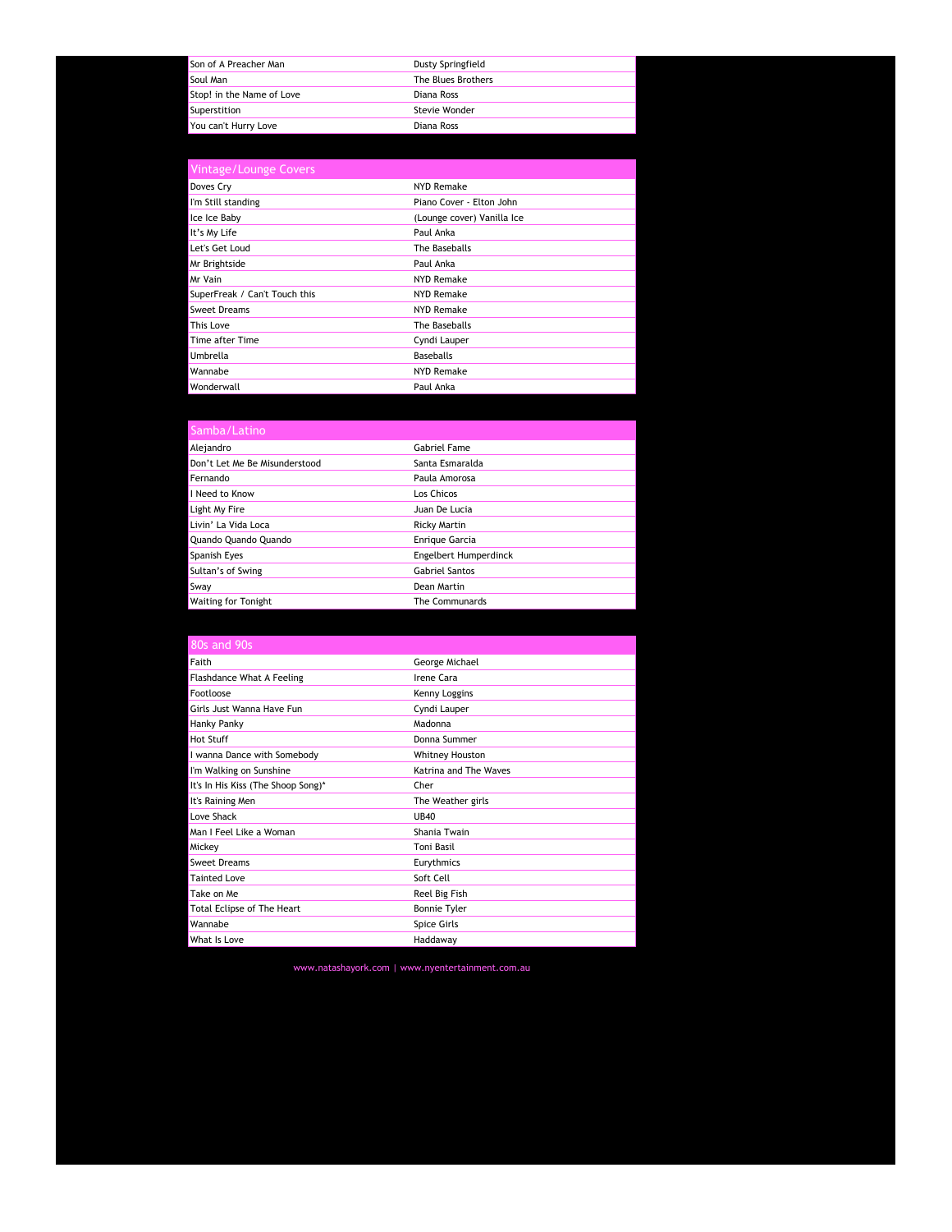| | |
|---|---|
| Son of A Preacher Man | Dusty Springfield |
| Soul Man | The Blues Brothers |
| Stop! in the Name of Love | Diana Ross |
| Superstition | Stevie Wonder |
| You can't Hurry Love | Diana Ross |

| Vintage/Lounge Covers | |
|---|---|
| Doves Cry | NYD Remake |
| I'm Still standing | Piano Cover - Elton John |
| Ice Ice Baby | (Lounge cover) Vanilla Ice |
| It's My Life | Paul Anka |
| Let's Get Loud | The Baseballs |
| Mr Brightside | Paul Anka |
| Mr Vain | NYD Remake |
| SuperFreak / Can't Touch this | NYD Remake |
| Sweet Dreams | NYD Remake |
| This Love | The Baseballs |
| Time after Time | Cyndi Lauper |
| Umbrella | Baseballs |
| Wannabe | NYD Remake |
| Wonderwall | Paul Anka |

| Samba/Latino | |
|---|---|
| Alejandro | Gabriel Fame |
| Don't Let Me Be Misunderstood | Santa Esmaralda |
| Fernando | Paula Amorosa |
| I Need to Know | Los Chicos |
| Light My Fire | Juan De Lucia |
| Livin' La Vida Loca | Ricky Martin |
| Quando Quando Quando | Enrique Garcia |
| Spanish Eyes | Engelbert Humperdinck |
| Sultan's of Swing | Gabriel Santos |
| Sway | Dean Martin |
| Waiting for Tonight | The Communards |

| 80s and 90s | |
|---|---|
| Faith | George Michael |
| Flashdance What A Feeling | Irene Cara |
| Footloose | Kenny Loggins |
| Girls Just Wanna Have Fun | Cyndi Lauper |
| Hanky Panky | Madonna |
| Hot Stuff | Donna Summer |
| I wanna Dance with Somebody | Whitney Houston |
| I'm Walking on Sunshine | Katrina and The Waves |
| It's In His Kiss (The Shoop Song)* | Cher |
| It's Raining Men | The Weather girls |
| Love Shack | UB40 |
| Man I Feel Like a Woman | Shania Twain |
| Mickey | Toni Basil |
| Sweet Dreams | Eurythmics |
| Tainted Love | Soft Cell |
| Take on Me | Reel Big Fish |
| Total Eclipse of The Heart | Bonnie Tyler |
| Wannabe | Spice Girls |
| What Is Love | Haddaway |

www.natashayork.com | www.nyentertainment.com.au